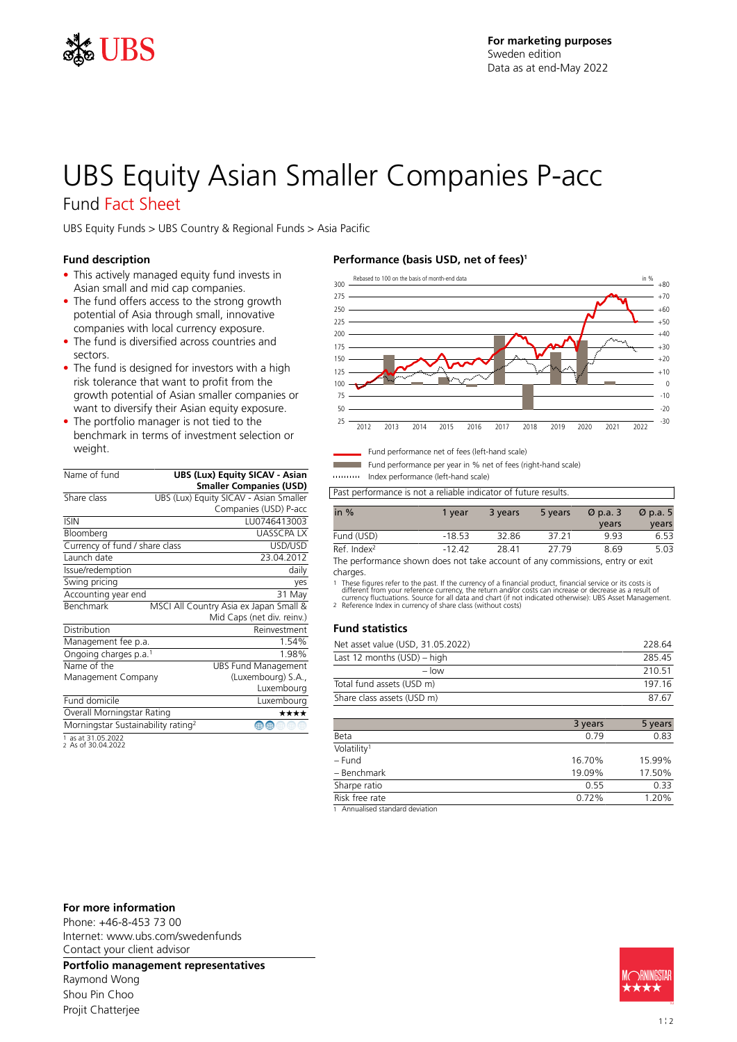For marketing purposes
Sweden edition
Data as at end-May 2022

# UBS Equity Asian Smaller Companies P-acc

## Fund Fact Sheet

UBS Equity Funds > UBS Country & Regional Funds > Asia Pacific

### Fund description

- This actively managed equity fund invests in Asian small and mid cap companies.
- The fund offers access to the strong growth potential of Asia through small, innovative companies with local currency exposure.
- The fund is diversified across countries and sectors.
- The fund is designed for investors with a high risk tolerance that want to profit from the growth potential of Asian smaller companies or want to diversify their Asian equity exposure.
- The portfolio manager is not tied to the benchmark in terms of investment selection or weight.

| | |
|---|---|
| Name of fund | **UBS (Lux) Equity SICAV - Asian Smaller Companies (USD)** |
| Share class | UBS (Lux) Equity SICAV - Asian Smaller Companies (USD) P-acc |
| ISIN | LU0746413003 |
| Bloomberg | UASSCPA LX |
| Currency of fund / share class | USD/USD |
| Launch date | 23.04.2012 |
| Issue/redemption | daily |
| Swing pricing | yes |
| Accounting year end | 31 May |
| Benchmark | MSCI All Country Asia ex Japan Small & Mid Caps (net div. reinv.) |
| Distribution | Reinvestment |
| Management fee p.a. | 1.54% |
| Ongoing charges p.a.[1] | 1.98% |
| Name of the Management Company | UBS Fund Management (Luxembourg) S.A., Luxembourg |
| Fund domicile | Luxembourg |
| Overall Morningstar Rating | ★★★★ |
| Morningstar Sustainability rating[2] | |

1 as at 31.05.2022
2 As of 30.04.2022

### Performance (basis USD, net of fees)[1]

Rebased to 100 on the basis of month-end data

Fund performance net of fees (left-hand scale)
Fund performance per year in % net of fees (right-hand scale)
Index performance (left-hand scale)

Past performance is not a reliable indicator of future results.

| in % | 1 year | 3 years | 5 years | Ø p.a. 3 years | Ø p.a. 5 years |
|---|---|---|---|---|---|
| Fund (USD) | -18.53 | 32.86 | 37.21 | 9.93 | 6.53 |
| Ref. Index[2] | -12.42 | 28.41 | 27.79 | 8.69 | 5.03 |

The performance shown does not take account of any commissions, entry or exit charges.

1 These figures refer to the past. If the currency of a financial product, financial service or its costs is different from your reference currency, the return and/or costs can increase or decrease as a result of currency fluctuations. Source for all data and chart (if not indicated otherwise): UBS Asset Management.
2 Reference Index in currency of share class (without costs)

### Fund statistics

| | |
|---|---|
| Net asset value (USD, 31.05.2022) | 228.64 |
| Last 12 months (USD) – high | 285.45 |
| – low | 210.51 |
| Total fund assets (USD m) | 197.16 |
| Share class assets (USD m) | 87.67 |

| | 3 years | 5 years |
|---|---|---|
| Beta | 0.79 | 0.83 |
| Volatility[1] | | |
| – Fund | 16.70% | 15.99% |
| – Benchmark | 19.09% | 17.50% |
| Sharpe ratio | 0.55 | 0.33 |
| Risk free rate | 0.72% | 1.20% |

1 Annualised standard deviation

### For more information

Phone: +46-8-453 73 00
Internet: www.ubs.com/swedenfunds
Contact your client advisor

### Portfolio management representatives

Raymond Wong
Shou Pin Choo
Projit Chatterjee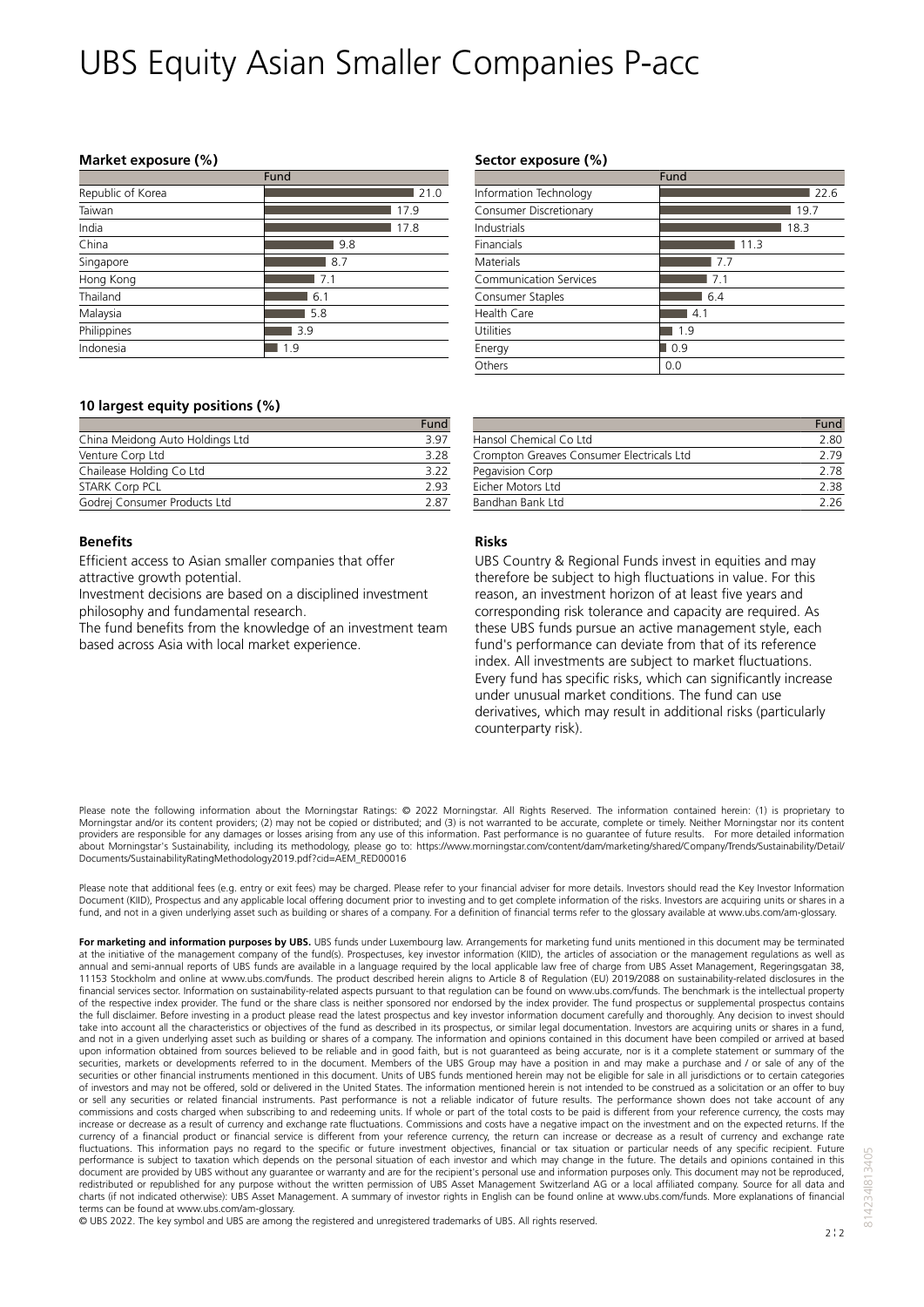# UBS Equity Asian Smaller Companies P-acc

### Market exposure (%)

Fund

Republic of Korea 21.0
Taiwan 17.9
India 17.8
China 9.8
Singapore 8.7
Hong Kong 7.1
Thailand 6.1
Malaysia 5.8
Philippines 3.9
Indonesia 1.9

### Sector exposure (%)

Fund

Information Technology 22.6
Consumer Discretionary 19.7
Industrials 18.3
Financials 11.3
Materials 7.7
Communication Services 7.1
Consumer Staples 6.4
Health Care 4.1
Utilities 1.9
Energy 0.9
Others 0.0

### 10 largest equity positions (%)

| | Fund |
|---|---|
| China Meidong Auto Holdings Ltd | 3.97 |
| Venture Corp Ltd | 3.28 |
| Chailease Holding Co Ltd | 3.22 |
| STARK Corp PCL | 2.93 |
| Godrej Consumer Products Ltd | 2.87 |
| Hansol Chemical Co Ltd | 2.80 |
| Crompton Greaves Consumer Electricals Ltd | 2.79 |
| Pegavision Corp | 2.78 |
| Eicher Motors Ltd | 2.38 |
| Bandhan Bank Ltd | 2.26 |

### Benefits

Efficient access to Asian smaller companies that offer attractive growth potential.

Investment decisions are based on a disciplined investment philosophy and fundamental research.

The fund benefits from the knowledge of an investment team based across Asia with local market experience.

### Risks

UBS Country & Regional Funds invest in equities and may therefore be subject to high fluctuations in value. For this reason, an investment horizon of at least five years and corresponding risk tolerance and capacity are required. As these UBS funds pursue an active management style, each fund's performance can deviate from that of its reference index. All investments are subject to market fluctuations. Every fund has specific risks, which can significantly increase under unusual market conditions. The fund can use derivatives, which may result in additional risks (particularly counterparty risk).

Please note the following information about the Morningstar Ratings: © 2022 Morningstar. All Rights Reserved. The information contained herein: (1) is proprietary to Morningstar and/or its content providers; (2) may not be copied or distributed; and (3) is not warranted to be accurate, complete or timely. Neither Morningstar nor its content providers are responsible for any damages or losses arising from any use of this information. Past performance is no guarantee of future results. For more detailed information about Morningstar's Sustainability, including its methodology, please go to: https://www.morningstar.com/content/dam/marketing/shared/Company/Trends/Sustainability/Detail/Documents/SustainabilityRatingMethodology2019.pdf?cid=AEM_RED00016

Please note that additional fees (e.g. entry or exit fees) may be charged. Please refer to your financial adviser for more details. Investors should read the Key Investor Information Document (KIID), Prospectus and any applicable local offering document prior to investing and to get complete information of the risks. Investors are acquiring units or shares in a fund, and not in a given underlying asset such as building or shares of a company. For a definition of financial terms refer to the glossary available at www.ubs.com/am-glossary.

**For marketing and information purposes by UBS.** UBS funds under Luxembourg law. Arrangements for marketing fund units mentioned in this document may be terminated at the initiative of the management company of the fund(s). Prospectuses, key investor information (KIID), the articles of association or the management regulations as well as annual and semi-annual reports of UBS funds are available in a language required by the local applicable law free of charge from UBS Asset Management, Regeringsgatan 38, 11153 Stockholm and online at www.ubs.com/funds. The product described herein aligns to Article 8 of Regulation (EU) 2019/2088 on sustainability-related disclosures in the financial services sector. Information on sustainability-related aspects pursuant to that regulation can be found on www.ubs.com/funds. The benchmark is the intellectual property of the respective index provider. The fund or the share class is neither sponsored nor endorsed by the index provider. The fund prospectus or supplemental prospectus contains the full disclaimer. Before investing in a product please read the latest prospectus and key investor information document carefully and thoroughly. Any decision to invest should take into account all the characteristics or objectives of the fund as described in its prospectus, or similar legal documentation. Investors are acquiring units or shares in a fund, and not in a given underlying asset such as building or shares of a company. The information and opinions contained in this document have been compiled or arrived at based upon information obtained from sources believed to be reliable and in good faith, but is not guaranteed as being accurate, nor is it a complete statement or summary of the securities, markets or developments referred to in the document. Members of the UBS Group may have a position in and may make a purchase and / or sale of any of the securities or other financial instruments mentioned in this document. Units of UBS funds mentioned herein may not be eligible for sale in all jurisdictions or to certain categories of investors and may not be offered, sold or delivered in the United States. The information mentioned herein is not intended to be construed as a solicitation or an offer to buy or sell any securities or related financial instruments. Past performance is not a reliable indicator of future results. The performance shown does not take account of any commissions and costs charged when subscribing to and redeeming units. If whole or part of the total costs to be paid is different from your reference currency, the costs may increase or decrease as a result of currency and exchange rate fluctuations. Commissions and costs have a negative impact on the investment and on the expected returns. If the currency of a financial product or financial service is different from your reference currency, the return can increase or decrease as a result of currency and exchange rate fluctuations. This information pays no regard to the specific or future investment objectives, financial or tax situation or particular needs of any specific recipient. Future performance is subject to taxation which depends on the personal situation of each investor and which may change in the future. The details and opinions contained in this document are provided by UBS without any guarantee or warranty and are for the recipient's personal use and information purposes only. This document may not be reproduced, redistributed or republished for any purpose without the written permission of UBS Asset Management Switzerland AG or a local affiliated company. Source for all data and charts (if not indicated otherwise): UBS Asset Management. A summary of investor rights in English can be found online at www.ubs.com/funds. More explanations of financial terms can be found at www.ubs.com/am-glossary.

© UBS 2022. The key symbol and UBS are among the registered and unregistered trademarks of UBS. All rights reserved.